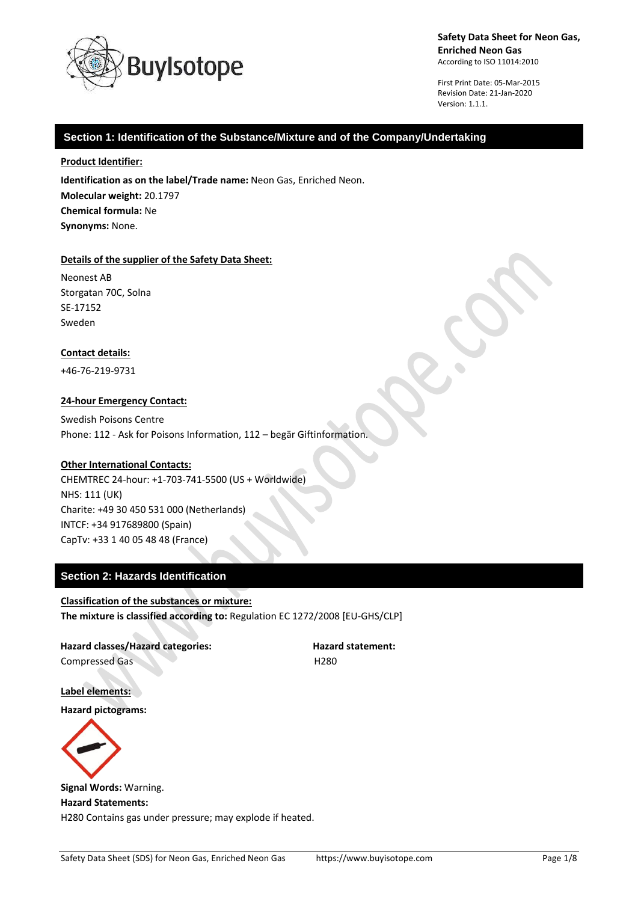**Safety Data Sheet for Neon Gas, Enriched Neon Gas**
According to ISO 11014:2010

First Print Date: 05-Mar-2015
Revision Date: 21-Jan-2020
Version: 1.1.1.

## Section 1: Identification of the Substance/Mixture and of the Company/Undertaking

**Product Identifier:**

**Identification as on the label/Trade name:** Neon Gas, Enriched Neon.
**Molecular weight:** 20.1797
**Chemical formula:** Ne
**Synonyms:** None.

**Details of the supplier of the Safety Data Sheet:**

Neonest AB
Storgatan 70C, Solna
SE-17152
Sweden

**Contact details:**

+46-76-219-9731

**24-hour Emergency Contact:**

Swedish Poisons Centre
Phone: 112 - Ask for Poisons Information, 112 – begär Giftinformation.

**Other International Contacts:**

CHEMTREC 24-hour: +1-703-741-5500 (US + Worldwide)
NHS: 111 (UK)
Charite: +49 30 450 531 000 (Netherlands)
INTCF: +34 917689800 (Spain)
CapTv: +33 1 40 05 48 48 (France)

## Section 2: Hazards Identification

**Classification of the substances or mixture:**
**The mixture is classified according to:** Regulation EC 1272/2008 [EU-GHS/CLP]

| Hazard classes/Hazard categories: | Hazard statement: |
|---|---|
| Compressed Gas | H280 |

**Label elements:**

**Hazard pictograms:**

**Signal Words:** Warning.
**Hazard Statements:**
H280 Contains gas under pressure; may explode if heated.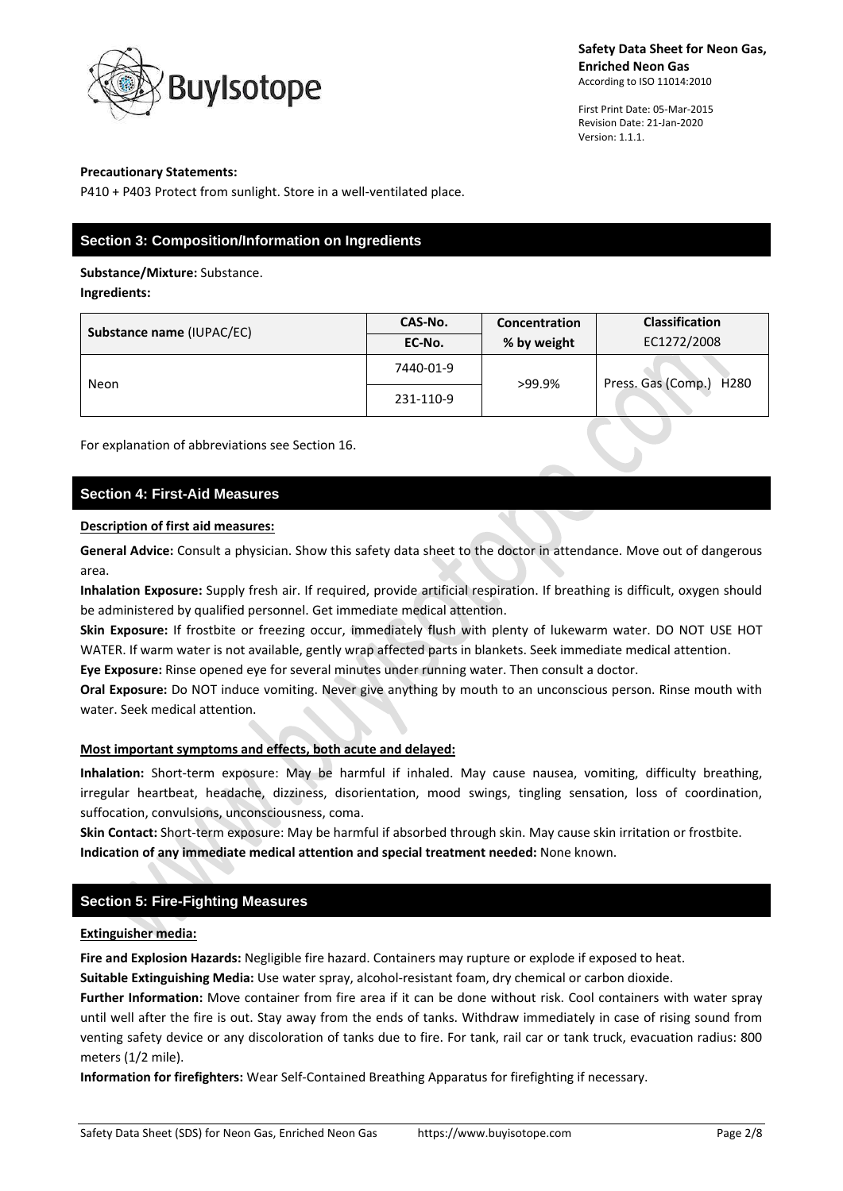**Precautionary Statements:**

P410 + P403 Protect from sunlight. Store in a well-ventilated place.

## Section 3: Composition/Information on Ingredients

**Substance/Mixture:** Substance.

**Ingredients:**

| Substance name (IUPAC/EC) | CAS-No. / EC-No. | Concentration % by weight | Classification EC1272/2008 |
|---|---|---|---|
| Neon | 7440-01-9 / 231-110-9 | >99.9% | Press. Gas (Comp.) H280 |

For explanation of abbreviations see Section 16.

## Section 4: First-Aid Measures

**Description of first aid measures:**

**General Advice:** Consult a physician. Show this safety data sheet to the doctor in attendance. Move out of dangerous area.

**Inhalation Exposure:** Supply fresh air. If required, provide artificial respiration. If breathing is difficult, oxygen should be administered by qualified personnel. Get immediate medical attention.

**Skin Exposure:** If frostbite or freezing occur, immediately flush with plenty of lukewarm water. DO NOT USE HOT WATER. If warm water is not available, gently wrap affected parts in blankets. Seek immediate medical attention.

**Eye Exposure:** Rinse opened eye for several minutes under running water. Then consult a doctor.

**Oral Exposure:** Do NOT induce vomiting. Never give anything by mouth to an unconscious person. Rinse mouth with water. Seek medical attention.

**Most important symptoms and effects, both acute and delayed:**

**Inhalation:** Short-term exposure: May be harmful if inhaled. May cause nausea, vomiting, difficulty breathing, irregular heartbeat, headache, dizziness, disorientation, mood swings, tingling sensation, loss of coordination, suffocation, convulsions, unconsciousness, coma.

**Skin Contact:** Short-term exposure: May be harmful if absorbed through skin. May cause skin irritation or frostbite.

**Indication of any immediate medical attention and special treatment needed:** None known.

## Section 5: Fire-Fighting Measures

**Extinguisher media:**

**Fire and Explosion Hazards:** Negligible fire hazard. Containers may rupture or explode if exposed to heat.

**Suitable Extinguishing Media:** Use water spray, alcohol-resistant foam, dry chemical or carbon dioxide.

**Further Information:** Move container from fire area if it can be done without risk. Cool containers with water spray until well after the fire is out. Stay away from the ends of tanks. Withdraw immediately in case of rising sound from venting safety device or any discoloration of tanks due to fire. For tank, rail car or tank truck, evacuation radius: 800 meters (1/2 mile).

**Information for firefighters:** Wear Self-Contained Breathing Apparatus for firefighting if necessary.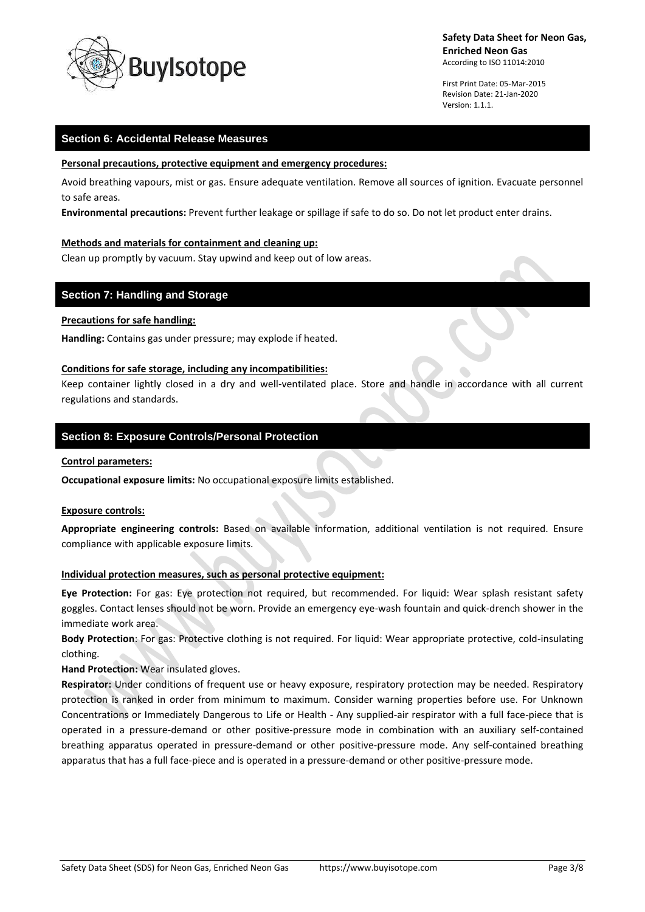## Section 6: Accidental Release Measures

**Personal precautions, protective equipment and emergency procedures:**

Avoid breathing vapours, mist or gas. Ensure adequate ventilation. Remove all sources of ignition. Evacuate personnel to safe areas.

**Environmental precautions:** Prevent further leakage or spillage if safe to do so. Do not let product enter drains.

**Methods and materials for containment and cleaning up:**

Clean up promptly by vacuum. Stay upwind and keep out of low areas.

## Section 7: Handling and Storage

**Precautions for safe handling:**

**Handling:** Contains gas under pressure; may explode if heated.

**Conditions for safe storage, including any incompatibilities:**

Keep container lightly closed in a dry and well-ventilated place. Store and handle in accordance with all current regulations and standards.

## Section 8: Exposure Controls/Personal Protection

**Control parameters:**

**Occupational exposure limits:** No occupational exposure limits established.

**Exposure controls:**

**Appropriate engineering controls:** Based on available information, additional ventilation is not required. Ensure compliance with applicable exposure limits.

**Individual protection measures, such as personal protective equipment:**

**Eye Protection:** For gas: Eye protection not required, but recommended. For liquid: Wear splash resistant safety goggles. Contact lenses should not be worn. Provide an emergency eye-wash fountain and quick-drench shower in the immediate work area.

**Body Protection**: For gas: Protective clothing is not required. For liquid: Wear appropriate protective, cold-insulating clothing.

**Hand Protection:** Wear insulated gloves.

**Respirator:** Under conditions of frequent use or heavy exposure, respiratory protection may be needed. Respiratory protection is ranked in order from minimum to maximum. Consider warning properties before use. For Unknown Concentrations or Immediately Dangerous to Life or Health - Any supplied-air respirator with a full face-piece that is operated in a pressure-demand or other positive-pressure mode in combination with an auxiliary self-contained breathing apparatus operated in pressure-demand or other positive-pressure mode. Any self-contained breathing apparatus that has a full face-piece and is operated in a pressure-demand or other positive-pressure mode.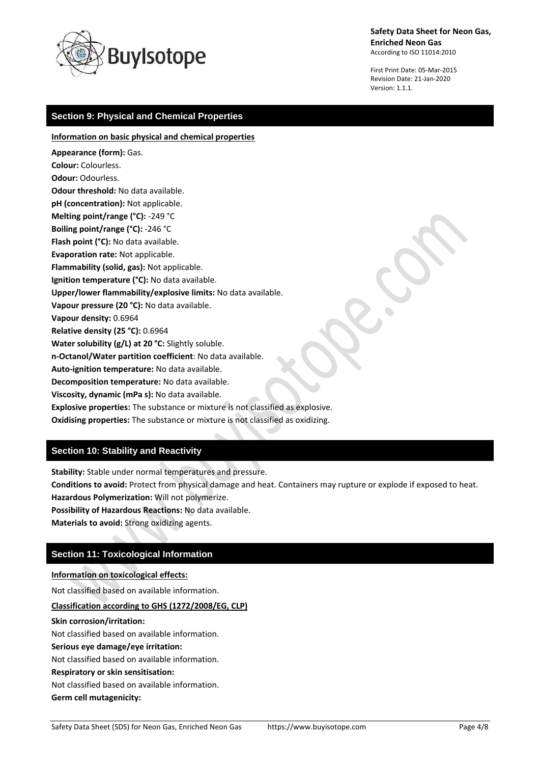## Section 9: Physical and Chemical Properties

**Information on basic physical and chemical properties**

**Appearance (form):** Gas.
**Colour:** Colourless.
**Odour:** Odourless.
**Odour threshold:** No data available.
**pH (concentration):** Not applicable.
**Melting point/range (°C):** -249 °C
**Boiling point/range (°C):** -246 °C
**Flash point (°C):** No data available.
**Evaporation rate:** Not applicable.
**Flammability (solid, gas):** Not applicable.
**Ignition temperature (°C):** No data available.
**Upper/lower flammability/explosive limits:** No data available.
**Vapour pressure (20 °C):** No data available.
**Vapour density:** 0.6964
**Relative density (25 °C):** 0.6964
**Water solubility (g/L) at 20 °C:** Slightly soluble.
**n-Octanol/Water partition coefficient**: No data available.
**Auto-ignition temperature:** No data available.
**Decomposition temperature:** No data available.
**Viscosity, dynamic (mPa s):** No data available.
**Explosive properties:** The substance or mixture is not classified as explosive.
**Oxidising properties:** The substance or mixture is not classified as oxidizing.

## Section 10: Stability and Reactivity

**Stability:** Stable under normal temperatures and pressure.
**Conditions to avoid:** Protect from physical damage and heat. Containers may rupture or explode if exposed to heat.
**Hazardous Polymerization:** Will not polymerize.
**Possibility of Hazardous Reactions:** No data available.
**Materials to avoid:** Strong oxidizing agents.

## Section 11: Toxicological Information

**Information on toxicological effects:**

Not classified based on available information.

**Classification according to GHS (1272/2008/EG, CLP)**

**Skin corrosion/irritation:**
Not classified based on available information.
**Serious eye damage/eye irritation:**
Not classified based on available information.
**Respiratory or skin sensitisation:**
Not classified based on available information.
**Germ cell mutagenicity:**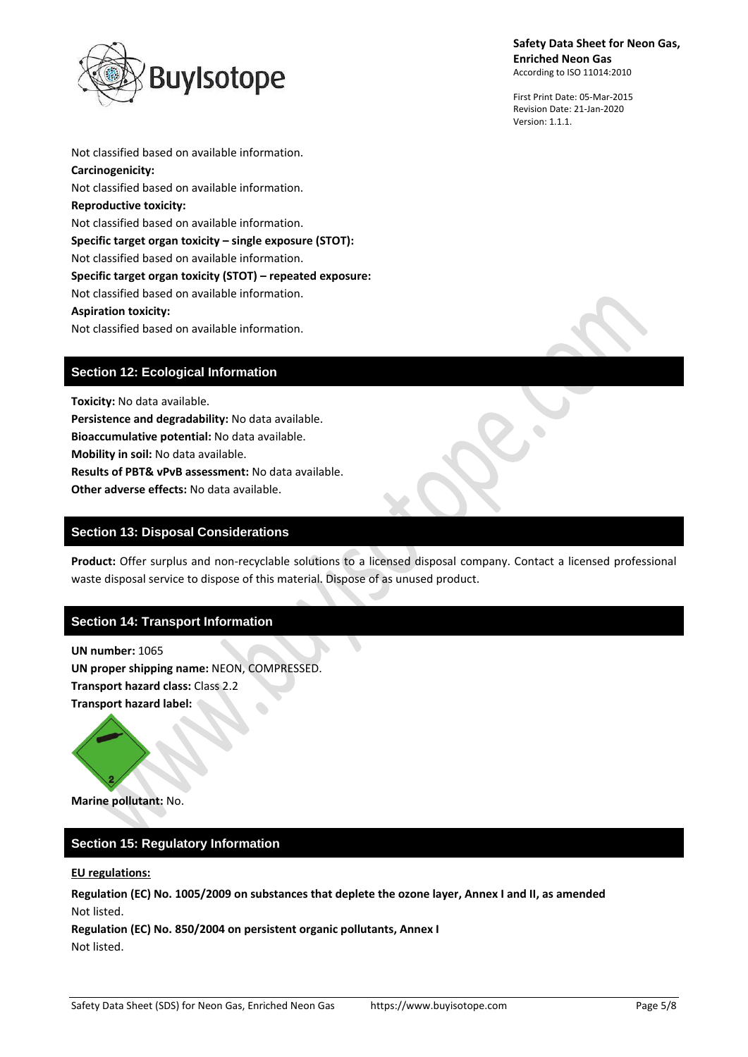Not classified based on available information.

**Carcinogenicity:**

Not classified based on available information.

**Reproductive toxicity:**

Not classified based on available information.

**Specific target organ toxicity – single exposure (STOT):**

Not classified based on available information.

**Specific target organ toxicity (STOT) – repeated exposure:**

Not classified based on available information.

**Aspiration toxicity:**

Not classified based on available information.

## Section 12: Ecological Information

**Toxicity:** No data available.
**Persistence and degradability:** No data available.
**Bioaccumulative potential:** No data available.
**Mobility in soil:** No data available.
**Results of PBT& vPvB assessment:** No data available.
**Other adverse effects:** No data available.

## Section 13: Disposal Considerations

**Product:** Offer surplus and non-recyclable solutions to a licensed disposal company. Contact a licensed professional waste disposal service to dispose of this material. Dispose of as unused product.

## Section 14: Transport Information

**UN number:** 1065
**UN proper shipping name:** NEON, COMPRESSED.
**Transport hazard class:** Class 2.2
**Transport hazard label:**

**Marine pollutant:** No.

## Section 15: Regulatory Information

**EU regulations:**

**Regulation (EC) No. 1005/2009 on substances that deplete the ozone layer, Annex I and II, as amended**

Not listed.

**Regulation (EC) No. 850/2004 on persistent organic pollutants, Annex I**

Not listed.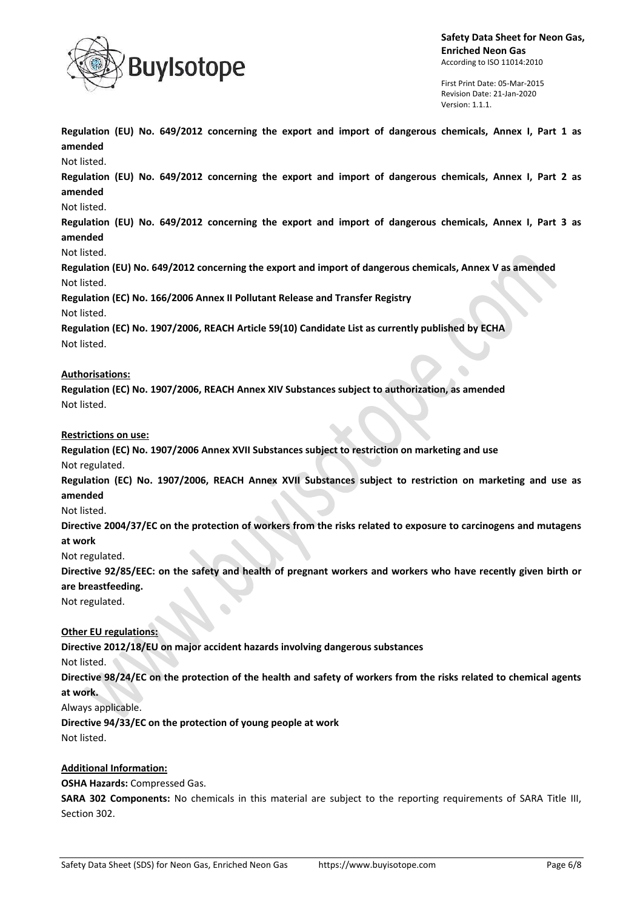**Regulation (EU) No. 649/2012 concerning the export and import of dangerous chemicals, Annex I, Part 1 as amended**

Not listed.

**Regulation (EU) No. 649/2012 concerning the export and import of dangerous chemicals, Annex I, Part 2 as amended**

Not listed.

**Regulation (EU) No. 649/2012 concerning the export and import of dangerous chemicals, Annex I, Part 3 as amended**

Not listed.

**Regulation (EU) No. 649/2012 concerning the export and import of dangerous chemicals, Annex V as amended**

Not listed.

**Regulation (EC) No. 166/2006 Annex II Pollutant Release and Transfer Registry**

Not listed.

**Regulation (EC) No. 1907/2006, REACH Article 59(10) Candidate List as currently published by ECHA**

Not listed.

**Authorisations:**

**Regulation (EC) No. 1907/2006, REACH Annex XIV Substances subject to authorization, as amended**

Not listed.

**Restrictions on use:**

**Regulation (EC) No. 1907/2006 Annex XVII Substances subject to restriction on marketing and use**

Not regulated.

**Regulation (EC) No. 1907/2006, REACH Annex XVII Substances subject to restriction on marketing and use as amended**

Not listed.

**Directive 2004/37/EC on the protection of workers from the risks related to exposure to carcinogens and mutagens at work**

Not regulated.

**Directive 92/85/EEC: on the safety and health of pregnant workers and workers who have recently given birth or are breastfeeding.**

Not regulated.

**Other EU regulations:**

**Directive 2012/18/EU on major accident hazards involving dangerous substances**

Not listed.

**Directive 98/24/EC on the protection of the health and safety of workers from the risks related to chemical agents at work.**

Always applicable.

**Directive 94/33/EC on the protection of young people at work**

Not listed.

**Additional Information:**

**OSHA Hazards:** Compressed Gas.

**SARA 302 Components:** No chemicals in this material are subject to the reporting requirements of SARA Title III, Section 302.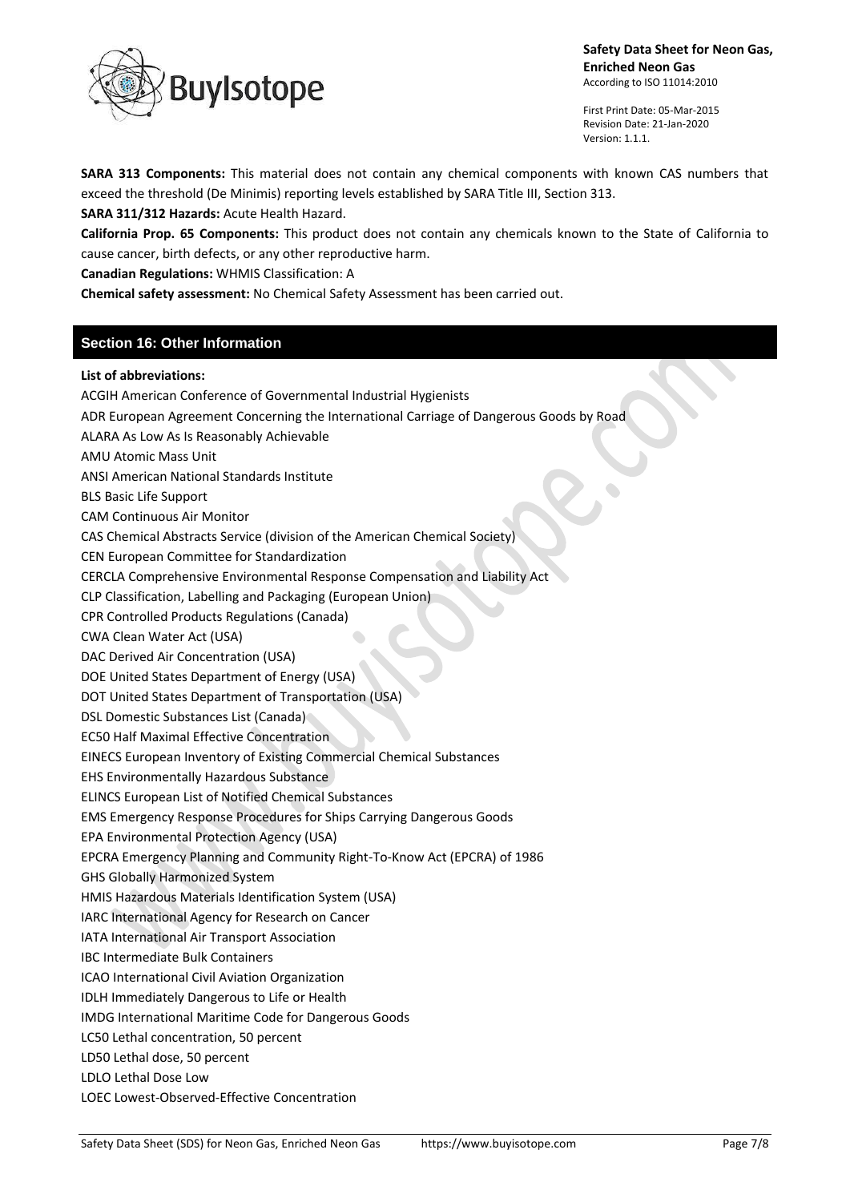**SARA 313 Components:** This material does not contain any chemical components with known CAS numbers that exceed the threshold (De Minimis) reporting levels established by SARA Title III, Section 313.

**SARA 311/312 Hazards:** Acute Health Hazard.

**California Prop. 65 Components:** This product does not contain any chemicals known to the State of California to cause cancer, birth defects, or any other reproductive harm.

**Canadian Regulations:** WHMIS Classification: A

**Chemical safety assessment:** No Chemical Safety Assessment has been carried out.

## Section 16: Other Information

**List of abbreviations:**

ACGIH American Conference of Governmental Industrial Hygienists
ADR European Agreement Concerning the International Carriage of Dangerous Goods by Road
ALARA As Low As Is Reasonably Achievable
AMU Atomic Mass Unit
ANSI American National Standards Institute
BLS Basic Life Support
CAM Continuous Air Monitor
CAS Chemical Abstracts Service (division of the American Chemical Society)
CEN European Committee for Standardization
CERCLA Comprehensive Environmental Response Compensation and Liability Act
CLP Classification, Labelling and Packaging (European Union)
CPR Controlled Products Regulations (Canada)
CWA Clean Water Act (USA)
DAC Derived Air Concentration (USA)
DOE United States Department of Energy (USA)
DOT United States Department of Transportation (USA)
DSL Domestic Substances List (Canada)
EC50 Half Maximal Effective Concentration
EINECS European Inventory of Existing Commercial Chemical Substances
EHS Environmentally Hazardous Substance
ELINCS European List of Notified Chemical Substances
EMS Emergency Response Procedures for Ships Carrying Dangerous Goods
EPA Environmental Protection Agency (USA)
EPCRA Emergency Planning and Community Right-To-Know Act (EPCRA) of 1986
GHS Globally Harmonized System
HMIS Hazardous Materials Identification System (USA)
IARC International Agency for Research on Cancer
IATA International Air Transport Association
IBC Intermediate Bulk Containers
ICAO International Civil Aviation Organization
IDLH Immediately Dangerous to Life or Health
IMDG International Maritime Code for Dangerous Goods
LC50 Lethal concentration, 50 percent
LD50 Lethal dose, 50 percent
LDLO Lethal Dose Low
LOEC Lowest-Observed-Effective Concentration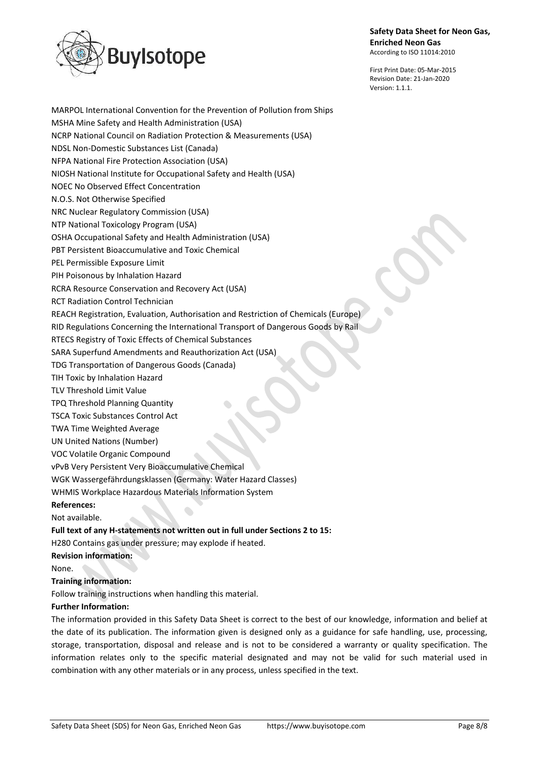MARPOL International Convention for the Prevention of Pollution from Ships
MSHA Mine Safety and Health Administration (USA)
NCRP National Council on Radiation Protection & Measurements (USA)
NDSL Non-Domestic Substances List (Canada)
NFPA National Fire Protection Association (USA)
NIOSH National Institute for Occupational Safety and Health (USA)
NOEC No Observed Effect Concentration
N.O.S. Not Otherwise Specified
NRC Nuclear Regulatory Commission (USA)
NTP National Toxicology Program (USA)
OSHA Occupational Safety and Health Administration (USA)
PBT Persistent Bioaccumulative and Toxic Chemical
PEL Permissible Exposure Limit
PIH Poisonous by Inhalation Hazard
RCRA Resource Conservation and Recovery Act (USA)
RCT Radiation Control Technician
REACH Registration, Evaluation, Authorisation and Restriction of Chemicals (Europe)
RID Regulations Concerning the International Transport of Dangerous Goods by Rail
RTECS Registry of Toxic Effects of Chemical Substances
SARA Superfund Amendments and Reauthorization Act (USA)
TDG Transportation of Dangerous Goods (Canada)
TIH Toxic by Inhalation Hazard
TLV Threshold Limit Value
TPQ Threshold Planning Quantity
TSCA Toxic Substances Control Act
TWA Time Weighted Average
UN United Nations (Number)
VOC Volatile Organic Compound
vPvB Very Persistent Very Bioaccumulative Chemical
WGK Wassergefährdungsklassen (Germany: Water Hazard Classes)
WHMIS Workplace Hazardous Materials Information System

**References:**

Not available.

**Full text of any H-statements not written out in full under Sections 2 to 15:**

H280 Contains gas under pressure; may explode if heated.

**Revision information:**

None.

**Training information:**

Follow training instructions when handling this material.

**Further Information:**

The information provided in this Safety Data Sheet is correct to the best of our knowledge, information and belief at the date of its publication. The information given is designed only as a guidance for safe handling, use, processing, storage, transportation, disposal and release and is not to be considered a warranty or quality specification. The information relates only to the specific material designated and may not be valid for such material used in combination with any other materials or in any process, unless specified in the text.